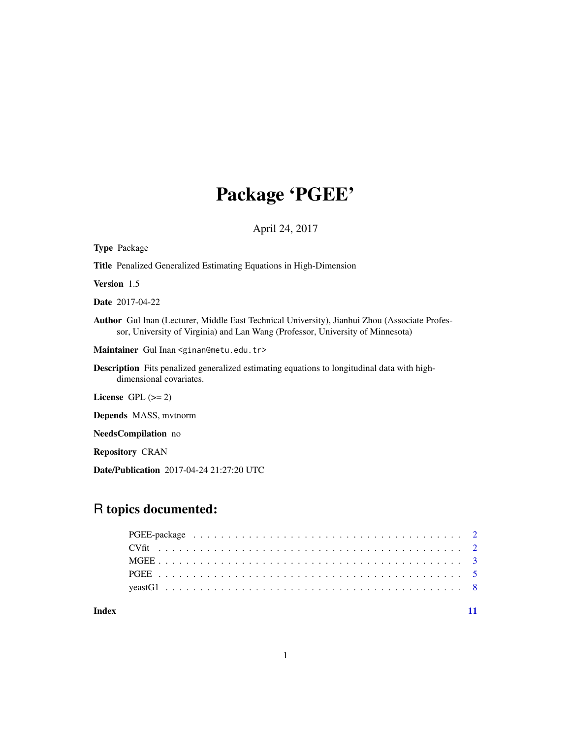# Package 'PGEE'

April 24, 2017

**Type** Package

**Title** Penalized Generalized Estimating Equations in High-Dimension

**Version** 1.5

**Date** 2017-04-22

**Author** Gul Inan (Lecturer, Middle East Technical University), Jianhui Zhou (Associate Professor, University of Virginia) and Lan Wang (Professor, University of Minnesota)

**Maintainer** Gul Inan <ginan@metu.edu.tr>

**Description** Fits penalized generalized estimating equations to longitudinal data with high-dimensional covariates.

**License** GPL (>= 2)

**Depends** MASS, mvtnorm

**NeedsCompilation** no

**Repository** CRAN

**Date/Publication** 2017-04-24 21:27:20 UTC

## R topics documented:

| | |
|---|---|
| PGEE-package | 2 |
| CVfit | 2 |
| MGEE | 3 |
| PGEE | 5 |
| yeastG1 | 8 |
| **Index** | **11** |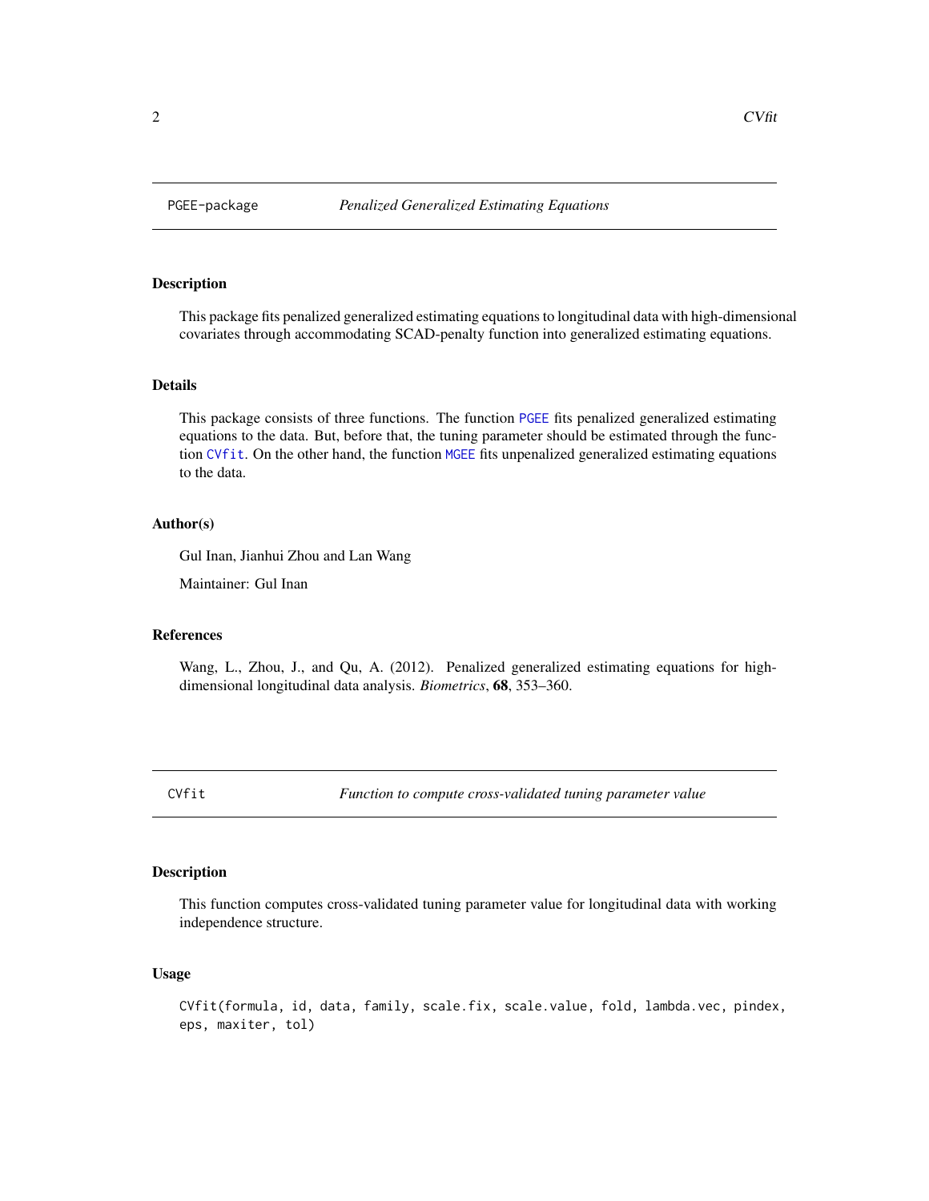## PGEE-package — *Penalized Generalized Estimating Equations*

### Description

This package fits penalized generalized estimating equations to longitudinal data with high-dimensional covariates through accommodating SCAD-penalty function into generalized estimating equations.

### Details

This package consists of three functions. The function `PGEE` fits penalized generalized estimating equations to the data. But, before that, the tuning parameter should be estimated through the function `CVfit`. On the other hand, the function `MGEE` fits unpenalized generalized estimating equations to the data.

### Author(s)

Gul Inan, Jianhui Zhou and Lan Wang

Maintainer: Gul Inan

### References

Wang, L., Zhou, J., and Qu, A. (2012). Penalized generalized estimating equations for high-dimensional longitudinal data analysis. *Biometrics*, **68**, 353–360.

## CVfit — *Function to compute cross-validated tuning parameter value*

### Description

This function computes cross-validated tuning parameter value for longitudinal data with working independence structure.

### Usage

```
CVfit(formula, id, data, family, scale.fix, scale.value, fold, lambda.vec, pindex,
eps, maxiter, tol)
```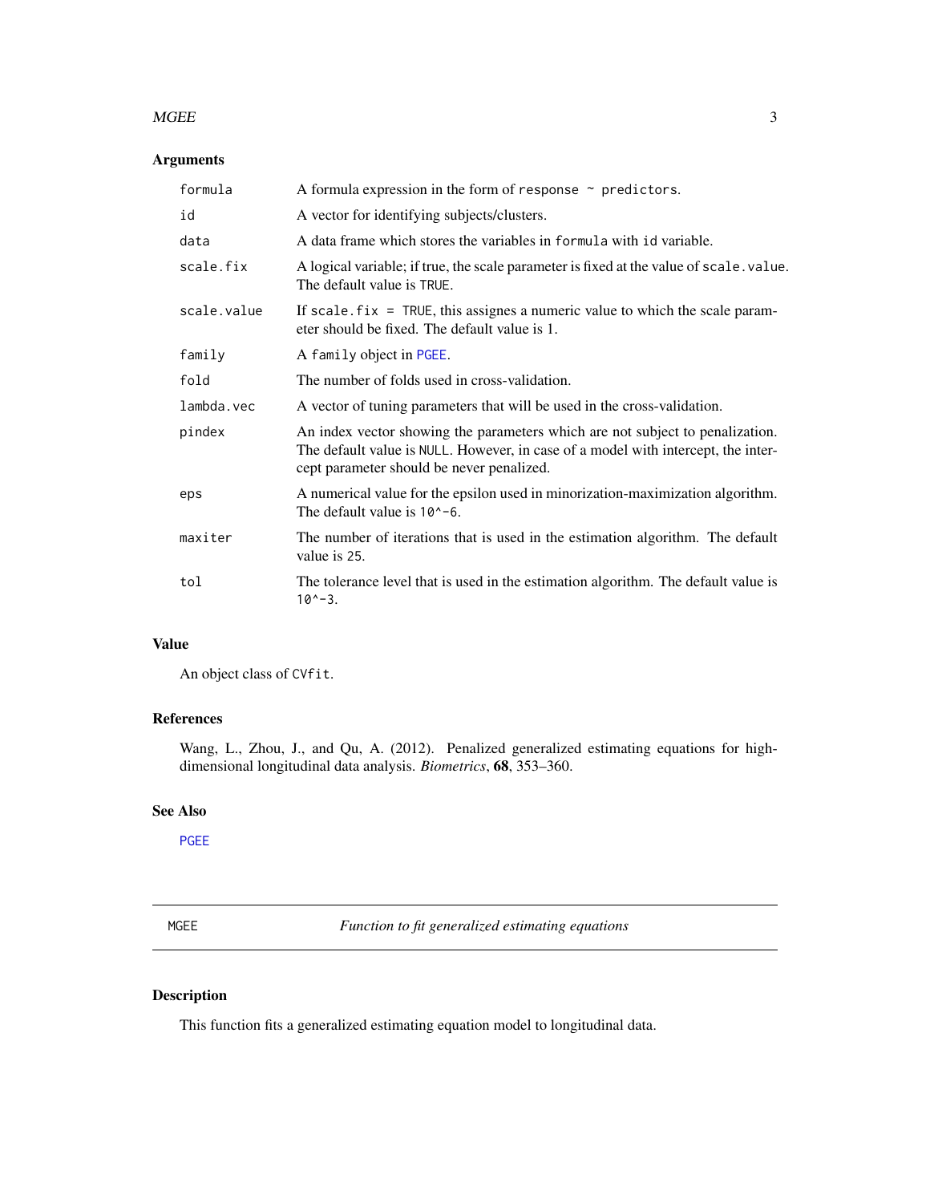## Arguments

| | |
|---|---|
| `formula` | A formula expression in the form of `response ~ predictors`. |
| `id` | A vector for identifying subjects/clusters. |
| `data` | A data frame which stores the variables in `formula` with `id` variable. |
| `scale.fix` | A logical variable; if true, the scale parameter is fixed at the value of `scale.value`. The default value is `TRUE`. |
| `scale.value` | If `scale.fix = TRUE`, this assignes a numeric value to which the scale parameter should be fixed. The default value is 1. |
| `family` | A `family` object in `PGEE`. |
| `fold` | The number of folds used in cross-validation. |
| `lambda.vec` | A vector of tuning parameters that will be used in the cross-validation. |
| `pindex` | An index vector showing the parameters which are not subject to penalization. The default value is `NULL`. However, in case of a model with intercept, the intercept parameter should be never penalized. |
| `eps` | A numerical value for the epsilon used in minorization-maximization algorithm. The default value is `10^-6`. |
| `maxiter` | The number of iterations that is used in the estimation algorithm. The default value is `25`. |
| `tol` | The tolerance level that is used in the estimation algorithm. The default value is `10^-3`. |

## Value

An object class of `CVfit`.

## References

Wang, L., Zhou, J., and Qu, A. (2012). Penalized generalized estimating equations for high-dimensional longitudinal data analysis. *Biometrics*, **68**, 353–360.

## See Also

`PGEE`

---

# MGEE — *Function to fit generalized estimating equations*

## Description

This function fits a generalized estimating equation model to longitudinal data.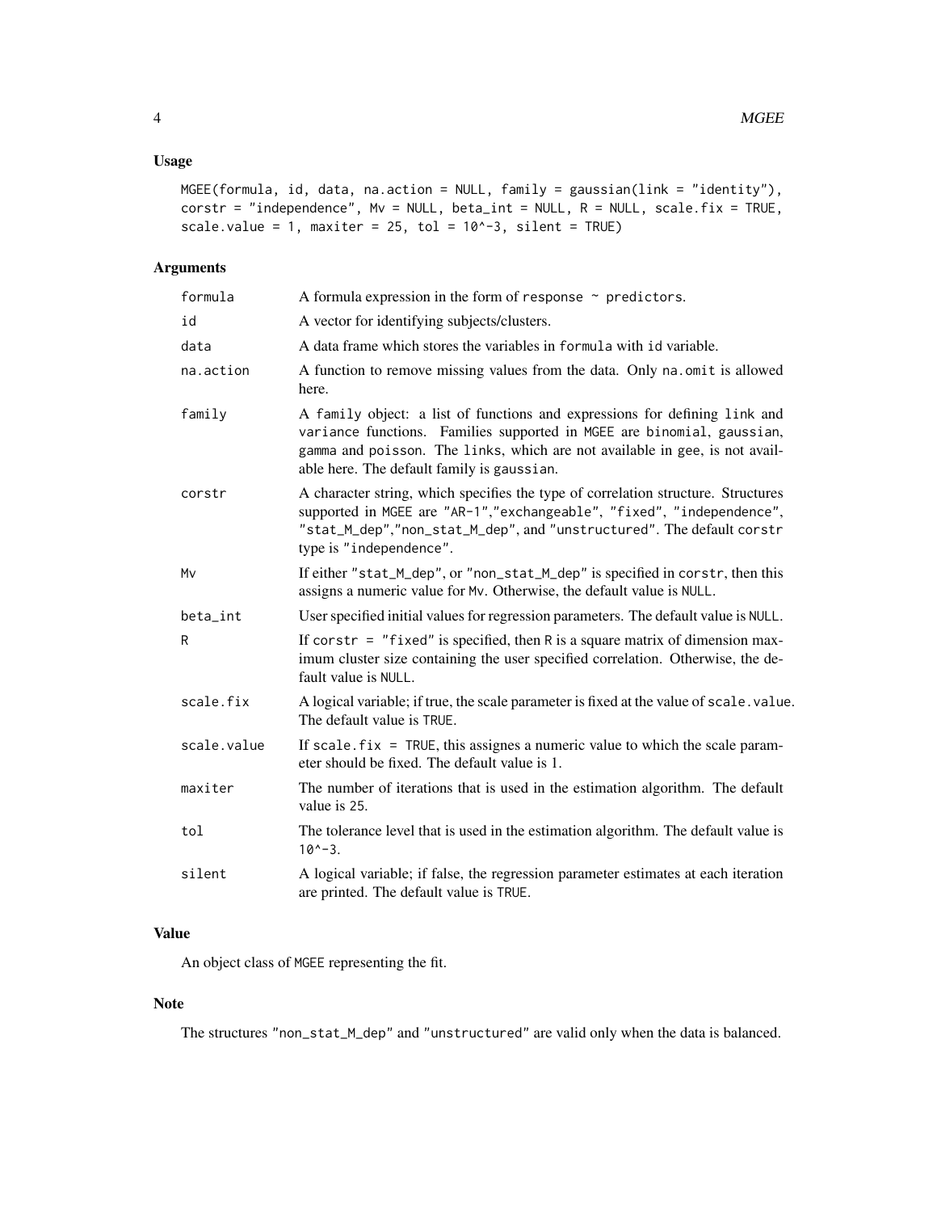### Usage

```
MGEE(formula, id, data, na.action = NULL, family = gaussian(link = "identity"),
corstr = "independence", Mv = NULL, beta_int = NULL, R = NULL, scale.fix = TRUE,
scale.value = 1, maxiter = 25, tol = 10^-3, silent = TRUE)
```

### Arguments

| | |
|---|---|
| `formula` | A formula expression in the form of `response ~ predictors`. |
| `id` | A vector for identifying subjects/clusters. |
| `data` | A data frame which stores the variables in `formula` with `id` variable. |
| `na.action` | A function to remove missing values from the data. Only `na.omit` is allowed here. |
| `family` | A `family` object: a list of functions and expressions for defining `link` and `variance` functions. Families supported in `MGEE` are `binomial`, `gaussian`, `gamma` and `poisson`. The `links`, which are not available in `gee`, is not available here. The default family is `gaussian`. |
| `corstr` | A character string, which specifies the type of correlation structure. Structures supported in `MGEE` are `"AR-1"`,`"exchangeable"`, `"fixed"`, `"independence"`, `"stat_M_dep"`,`"non_stat_M_dep"`, and `"unstructured"`. The default `corstr` type is `"independence"`. |
| `Mv` | If either `"stat_M_dep"`, or `"non_stat_M_dep"` is specified in `corstr`, then this assigns a numeric value for `Mv`. Otherwise, the default value is `NULL`. |
| `beta_int` | User specified initial values for regression parameters. The default value is `NULL`. |
| `R` | If `corstr = "fixed"` is specified, then `R` is a square matrix of dimension maximum cluster size containing the user specified correlation. Otherwise, the default value is `NULL`. |
| `scale.fix` | A logical variable; if true, the scale parameter is fixed at the value of `scale.value`. The default value is `TRUE`. |
| `scale.value` | If `scale.fix = TRUE`, this assignes a numeric value to which the scale parameter should be fixed. The default value is 1. |
| `maxiter` | The number of iterations that is used in the estimation algorithm. The default value is `25`. |
| `tol` | The tolerance level that is used in the estimation algorithm. The default value is `10^-3`. |
| `silent` | A logical variable; if false, the regression parameter estimates at each iteration are printed. The default value is `TRUE`. |

### Value

An object class of `MGEE` representing the fit.

### Note

The structures `"non_stat_M_dep"` and `"unstructured"` are valid only when the data is balanced.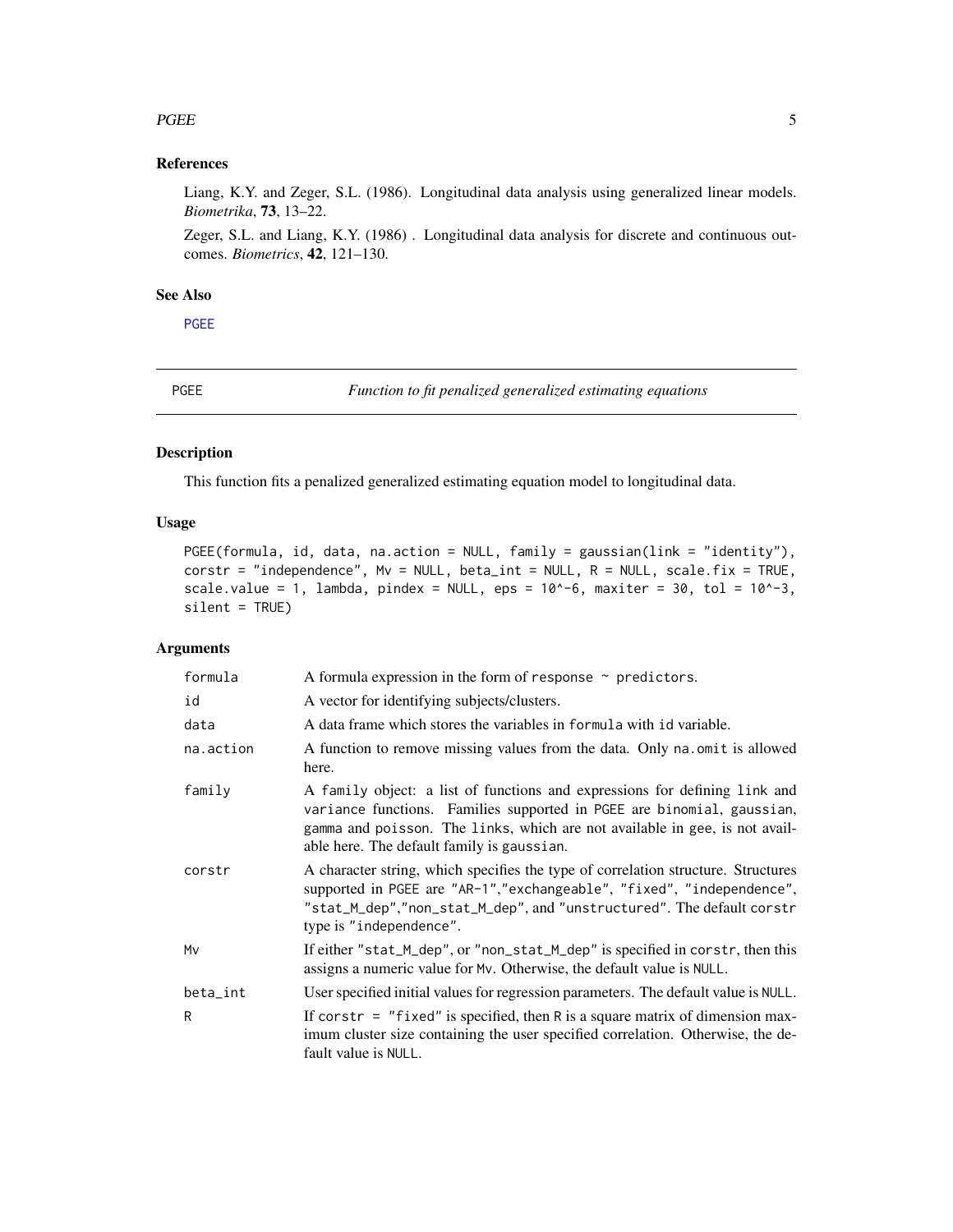## References

Liang, K.Y. and Zeger, S.L. (1986). Longitudinal data analysis using generalized linear models. *Biometrika*, **73**, 13–22.

Zeger, S.L. and Liang, K.Y. (1986) . Longitudinal data analysis for discrete and continuous outcomes. *Biometrics*, **42**, 121–130.

## See Also

PGEE

---

# PGEE — *Function to fit penalized generalized estimating equations*

---

## Description

This function fits a penalized generalized estimating equation model to longitudinal data.

## Usage

```
PGEE(formula, id, data, na.action = NULL, family = gaussian(link = "identity"),
corstr = "independence", Mv = NULL, beta_int = NULL, R = NULL, scale.fix = TRUE,
scale.value = 1, lambda, pindex = NULL, eps = 10^-6, maxiter = 30, tol = 10^-3,
silent = TRUE)
```

## Arguments

| | |
|---|---|
| formula | A formula expression in the form of `response ~ predictors`. |
| id | A vector for identifying subjects/clusters. |
| data | A data frame which stores the variables in `formula` with `id` variable. |
| na.action | A function to remove missing values from the data. Only `na.omit` is allowed here. |
| family | A `family` object: a list of functions and expressions for defining `link` and `variance` functions. Families supported in `PGEE` are `binomial`, `gaussian`, `gamma` and `poisson`. The `link`s, which are not available in `gee`, is not available here. The default family is `gaussian`. |
| corstr | A character string, which specifies the type of correlation structure. Structures supported in `PGEE` are `"AR-1"`,`"exchangeable"`, `"fixed"`, `"independence"`, `"stat_M_dep"`,`"non_stat_M_dep"`, and `"unstructured"`. The default `corstr` type is `"independence"`. |
| Mv | If either `"stat_M_dep"`, or `"non_stat_M_dep"` is specified in `corstr`, then this assigns a numeric value for `Mv`. Otherwise, the default value is `NULL`. |
| beta_int | User specified initial values for regression parameters. The default value is `NULL`. |
| R | If `corstr = "fixed"` is specified, then `R` is a square matrix of dimension maximum cluster size containing the user specified correlation. Otherwise, the default value is `NULL`. |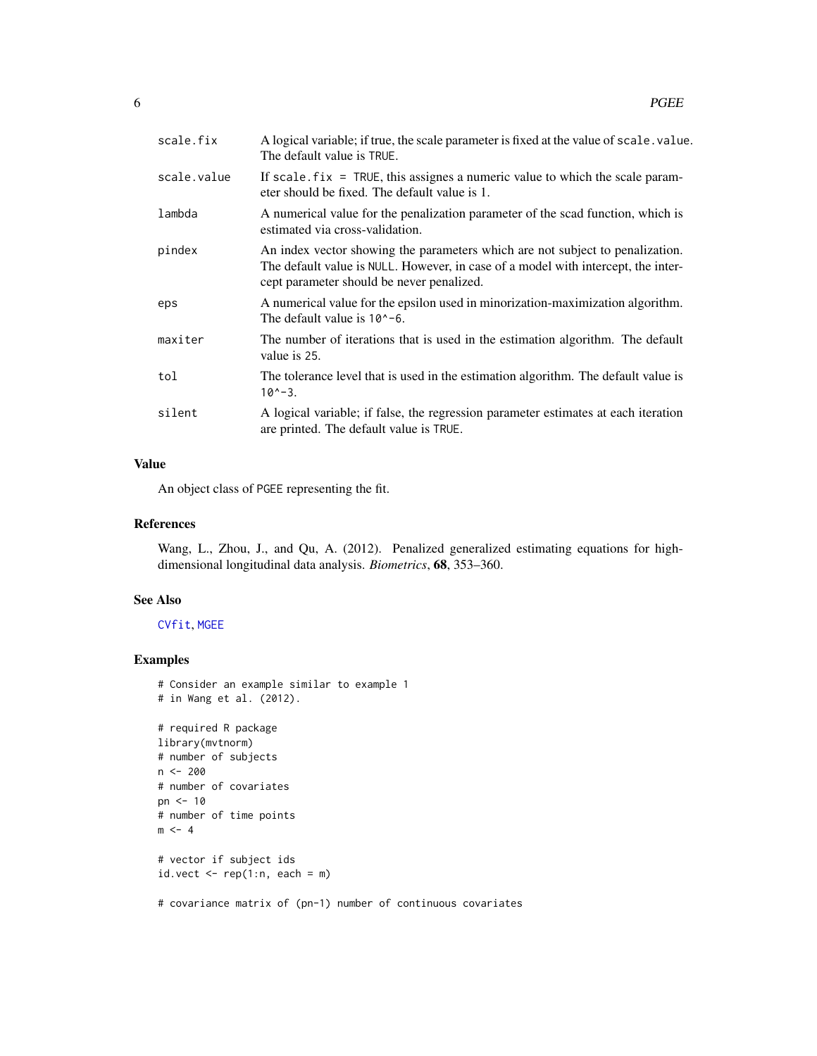| | |
|---|---|
| scale.fix | A logical variable; if true, the scale parameter is fixed at the value of scale.value. The default value is TRUE. |
| scale.value | If scale.fix = TRUE, this assignes a numeric value to which the scale parameter should be fixed. The default value is 1. |
| lambda | A numerical value for the penalization parameter of the scad function, which is estimated via cross-validation. |
| pindex | An index vector showing the parameters which are not subject to penalization. The default value is NULL. However, in case of a model with intercept, the intercept parameter should be never penalized. |
| eps | A numerical value for the epsilon used in minorization-maximization algorithm. The default value is 10^-6. |
| maxiter | The number of iterations that is used in the estimation algorithm. The default value is 25. |
| tol | The tolerance level that is used in the estimation algorithm. The default value is 10^-3. |
| silent | A logical variable; if false, the regression parameter estimates at each iteration are printed. The default value is TRUE. |

## Value

An object class of PGEE representing the fit.

## References

Wang, L., Zhou, J., and Qu, A. (2012). Penalized generalized estimating equations for high-dimensional longitudinal data analysis. *Biometrics*, **68**, 353–360.

## See Also

CVfit, MGEE

## Examples

```
# Consider an example similar to example 1
# in Wang et al. (2012).

# required R package
library(mvtnorm)
# number of subjects
n <- 200
# number of covariates
pn <- 10
# number of time points
m <- 4

# vector if subject ids
id.vect <- rep(1:n, each = m)

# covariance matrix of (pn-1) number of continuous covariates
```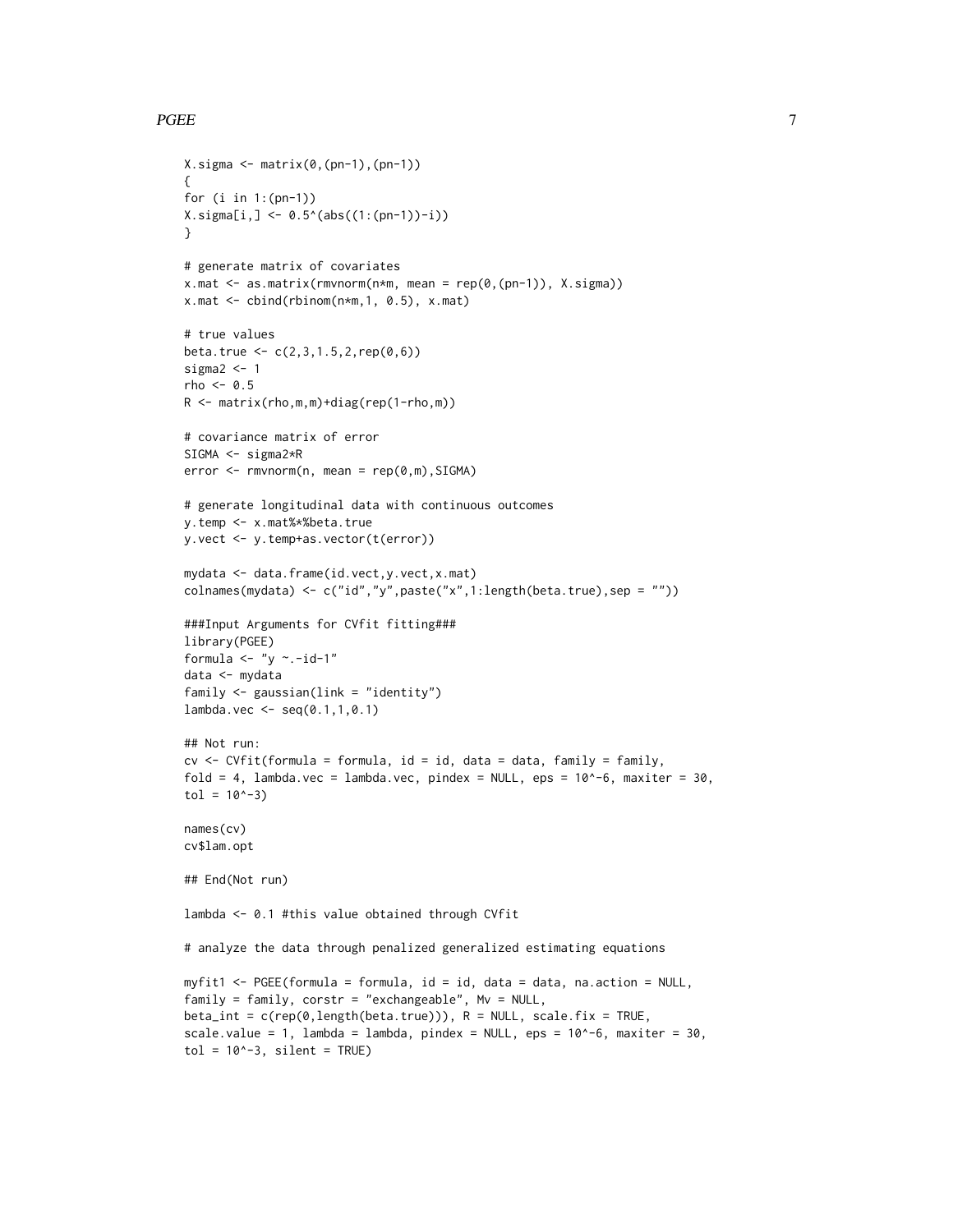```
X.sigma <- matrix(0,(pn-1),(pn-1))
{
for (i in 1:(pn-1))
X.sigma[i,] <- 0.5^(abs((1:(pn-1))-i))
}

# generate matrix of covariates
x.mat <- as.matrix(rmvnorm(n*m, mean = rep(0,(pn-1)), X.sigma))
x.mat <- cbind(rbinom(n*m,1, 0.5), x.mat)

# true values
beta.true <- c(2,3,1.5,2,rep(0,6))
sigma2 <- 1
rho <- 0.5
R <- matrix(rho,m,m)+diag(rep(1-rho,m))

# covariance matrix of error
SIGMA <- sigma2*R
error <- rmvnorm(n, mean = rep(0,m),SIGMA)

# generate longitudinal data with continuous outcomes
y.temp <- x.mat%*%beta.true
y.vect <- y.temp+as.vector(t(error))

mydata <- data.frame(id.vect,y.vect,x.mat)
colnames(mydata) <- c("id","y",paste("x",1:length(beta.true),sep = ""))

###Input Arguments for CVfit fitting###
library(PGEE)
formula <- "y ~.-id-1"
data <- mydata
family <- gaussian(link = "identity")
lambda.vec <- seq(0.1,1,0.1)

## Not run:
cv <- CVfit(formula = formula, id = id, data = data, family = family,
fold = 4, lambda.vec = lambda.vec, pindex = NULL, eps = 10^-6, maxiter = 30,
tol = 10^-3)

names(cv)
cv$lam.opt

## End(Not run)

lambda <- 0.1 #this value obtained through CVfit

# analyze the data through penalized generalized estimating equations

myfit1 <- PGEE(formula = formula, id = id, data = data, na.action = NULL,
family = family, corstr = "exchangeable", Mv = NULL,
beta_int = c(rep(0,length(beta.true))), R = NULL, scale.fix = TRUE,
scale.value = 1, lambda = lambda, pindex = NULL, eps = 10^-6, maxiter = 30,
tol = 10^-3, silent = TRUE)
```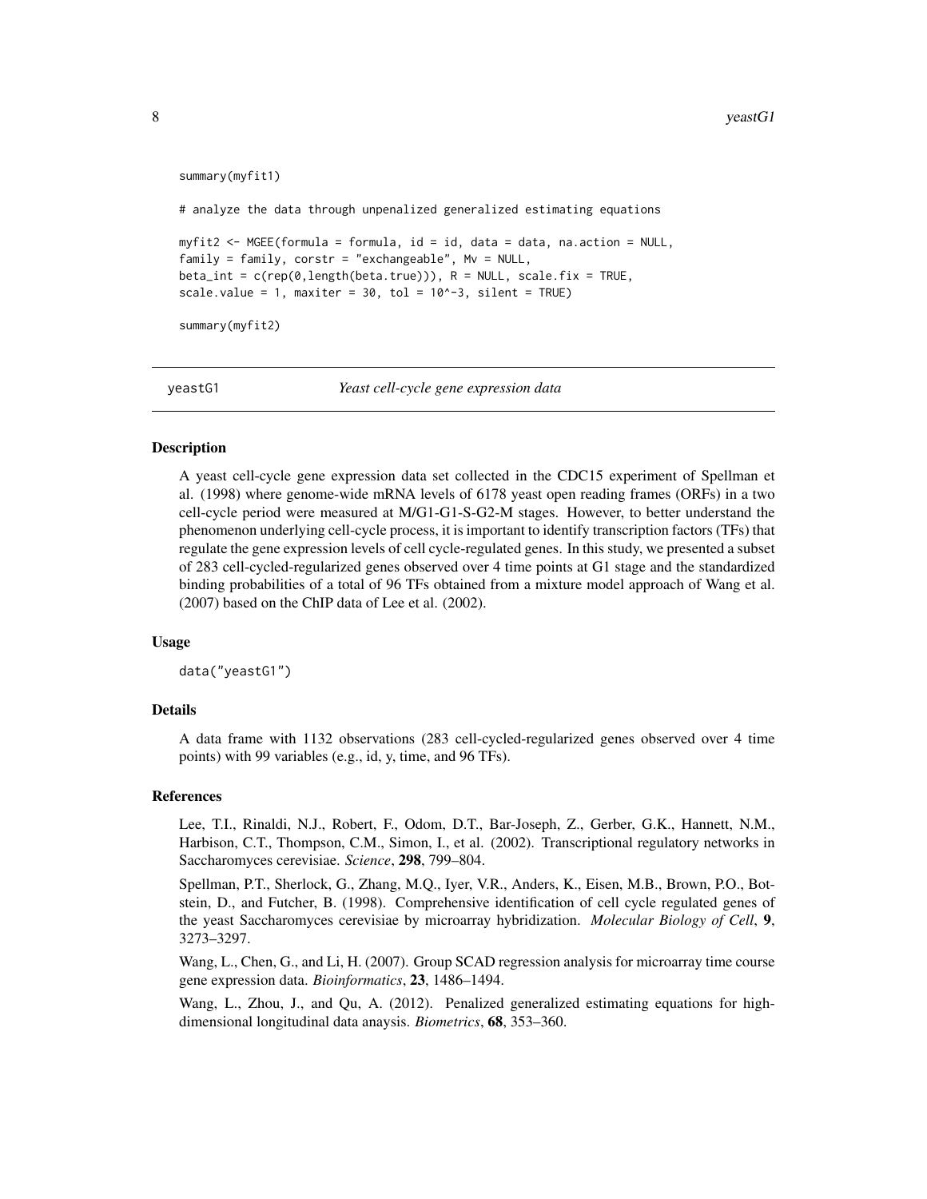```
summary(myfit1)

# analyze the data through unpenalized generalized estimating equations

myfit2 <- MGEE(formula = formula, id = id, data = data, na.action = NULL,
family = family, corstr = "exchangeable", Mv = NULL,
beta_int = c(rep(0,length(beta.true))), R = NULL, scale.fix = TRUE,
scale.value = 1, maxiter = 30, tol = 10^-3, silent = TRUE)

summary(myfit2)
```

---

## yeastG1 *Yeast cell-cycle gene expression data*

---

### Description

A yeast cell-cycle gene expression data set collected in the CDC15 experiment of Spellman et al. (1998) where genome-wide mRNA levels of 6178 yeast open reading frames (ORFs) in a two cell-cycle period were measured at M/G1-G1-S-G2-M stages. However, to better understand the phenomenon underlying cell-cycle process, it is important to identify transcription factors (TFs) that regulate the gene expression levels of cell cycle-regulated genes. In this study, we presented a subset of 283 cell-cycled-regularized genes observed over 4 time points at G1 stage and the standardized binding probabilities of a total of 96 TFs obtained from a mixture model approach of Wang et al. (2007) based on the ChIP data of Lee et al. (2002).

### Usage

```
data("yeastG1")
```

### Details

A data frame with 1132 observations (283 cell-cycled-regularized genes observed over 4 time points) with 99 variables (e.g., id, y, time, and 96 TFs).

### References

Lee, T.I., Rinaldi, N.J., Robert, F., Odom, D.T., Bar-Joseph, Z., Gerber, G.K., Hannett, N.M., Harbison, C.T., Thompson, C.M., Simon, I., et al. (2002). Transcriptional regulatory networks in Saccharomyces cerevisiae. *Science*, **298**, 799–804.

Spellman, P.T., Sherlock, G., Zhang, M.Q., Iyer, V.R., Anders, K., Eisen, M.B., Brown, P.O., Botstein, D., and Futcher, B. (1998). Comprehensive identification of cell cycle regulated genes of the yeast Saccharomyces cerevisiae by microarray hybridization. *Molecular Biology of Cell*, **9**, 3273–3297.

Wang, L., Chen, G., and Li, H. (2007). Group SCAD regression analysis for microarray time course gene expression data. *Bioinformatics*, **23**, 1486–1494.

Wang, L., Zhou, J., and Qu, A. (2012). Penalized generalized estimating equations for high-dimensional longitudinal data anaysis. *Biometrics*, **68**, 353–360.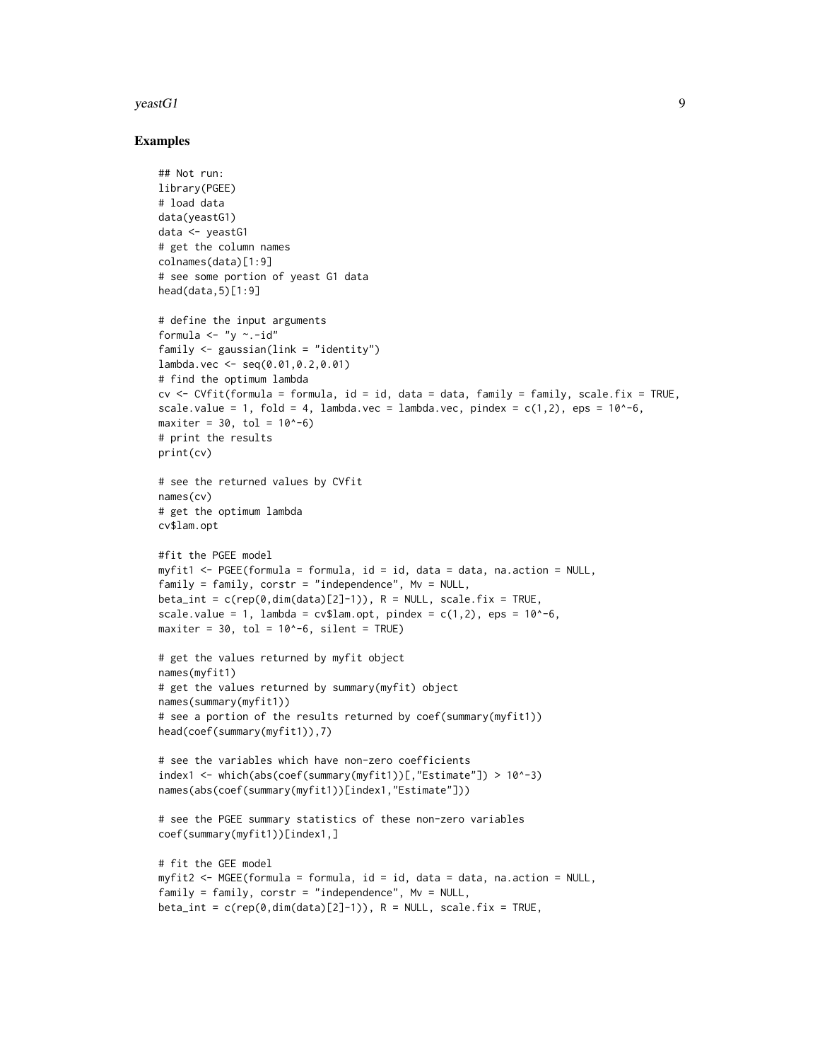## Examples

```
## Not run:
library(PGEE)
# load data
data(yeastG1)
data <- yeastG1
# get the column names
colnames(data)[1:9]
# see some portion of yeast G1 data
head(data,5)[1:9]

# define the input arguments
formula <- "y ~.-id"
family <- gaussian(link = "identity")
lambda.vec <- seq(0.01,0.2,0.01)
# find the optimum lambda
cv <- CVfit(formula = formula, id = id, data = data, family = family, scale.fix = TRUE,
scale.value = 1, fold = 4, lambda.vec = lambda.vec, pindex = c(1,2), eps = 10^-6,
maxiter = 30, tol = 10^-6)
# print the results
print(cv)

# see the returned values by CVfit
names(cv)
# get the optimum lambda
cv$lam.opt

#fit the PGEE model
myfit1 <- PGEE(formula = formula, id = id, data = data, na.action = NULL,
family = family, corstr = "independence", Mv = NULL,
beta_int = c(rep(0,dim(data)[2]-1)), R = NULL, scale.fix = TRUE,
scale.value = 1, lambda = cv$lam.opt, pindex = c(1,2), eps = 10^-6,
maxiter = 30, tol = 10^-6, silent = TRUE)

# get the values returned by myfit object
names(myfit1)
# get the values returned by summary(myfit) object
names(summary(myfit1))
# see a portion of the results returned by coef(summary(myfit1))
head(coef(summary(myfit1)),7)

# see the variables which have non-zero coefficients
index1 <- which(abs(coef(summary(myfit1))[,"Estimate"]) > 10^-3)
names(abs(coef(summary(myfit1))[index1,"Estimate"]))

# see the PGEE summary statistics of these non-zero variables
coef(summary(myfit1))[index1,]

# fit the GEE model
myfit2 <- MGEE(formula = formula, id = id, data = data, na.action = NULL,
family = family, corstr = "independence", Mv = NULL,
beta_int = c(rep(0,dim(data)[2]-1)), R = NULL, scale.fix = TRUE,
```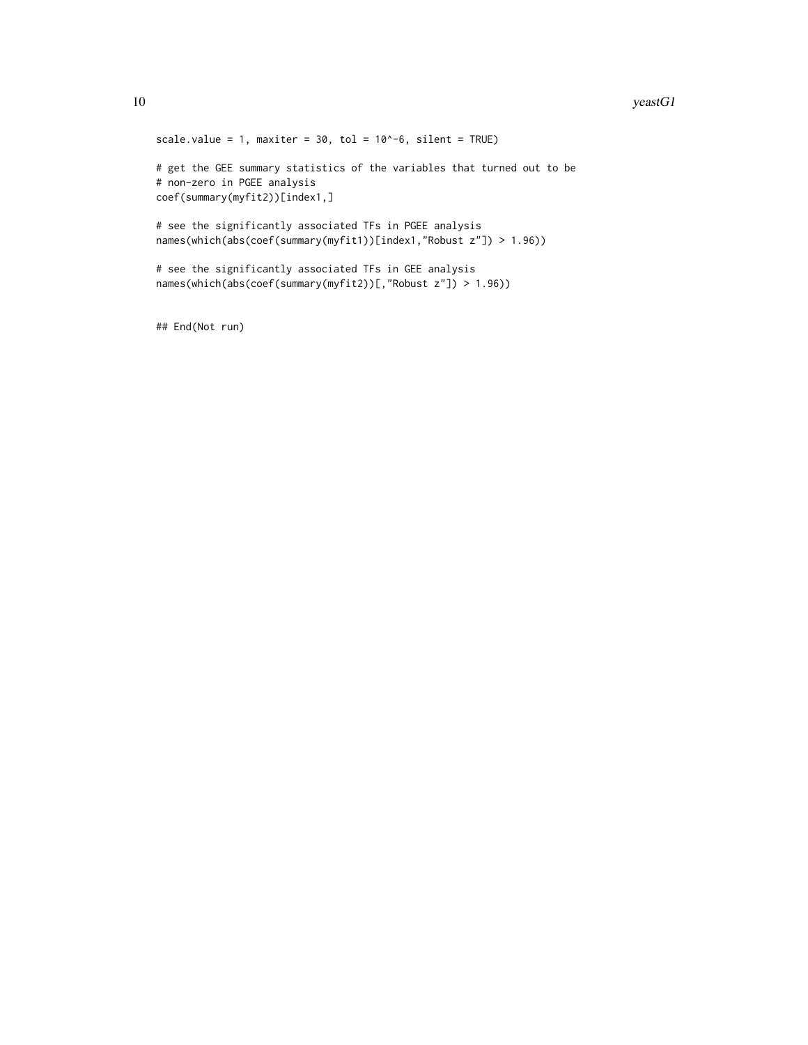```
scale.value = 1, maxiter = 30, tol = 10^-6, silent = TRUE)

# get the GEE summary statistics of the variables that turned out to be
# non-zero in PGEE analysis
coef(summary(myfit2))[index1,]

# see the significantly associated TFs in PGEE analysis
names(which(abs(coef(summary(myfit1))[index1,"Robust z"]) > 1.96))

# see the significantly associated TFs in GEE analysis
names(which(abs(coef(summary(myfit2))[,"Robust z"]) > 1.96))


## End(Not run)
```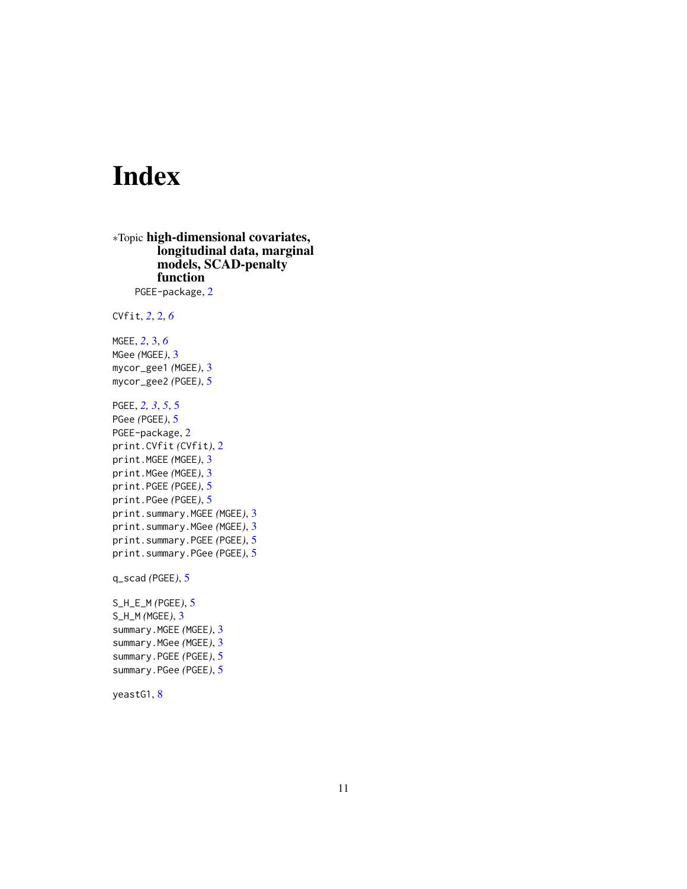# Index

∗Topic **high-dimensional covariates, longitudinal data, marginal models, SCAD-penalty function**
  PGEE-package, 2

CVfit, *2*, 2, *6*

MGEE, *2*, 3, *6*
MGee *(*MGEE*)*, 3
mycor_gee1 *(*MGEE*)*, 3
mycor_gee2 *(*PGEE*)*, 5

PGEE, *2, 3*, *5*, 5
PGee *(*PGEE*)*, 5
PGEE-package, 2
print.CVfit *(*CVfit*)*, 2
print.MGEE *(*MGEE*)*, 3
print.MGee *(*MGEE*)*, 3
print.PGEE *(*PGEE*)*, 5
print.PGee *(*PGEE*)*, 5
print.summary.MGEE *(*MGEE*)*, 3
print.summary.MGee *(*MGEE*)*, 3
print.summary.PGEE *(*PGEE*)*, 5
print.summary.PGee *(*PGEE*)*, 5

q_scad *(*PGEE*)*, 5

S_H_E_M *(*PGEE*)*, 5
S_H_M *(*MGEE*)*, 3
summary.MGEE *(*MGEE*)*, 3
summary.MGee *(*MGEE*)*, 3
summary.PGEE *(*PGEE*)*, 5
summary.PGee *(*PGEE*)*, 5

yeastG1, 8